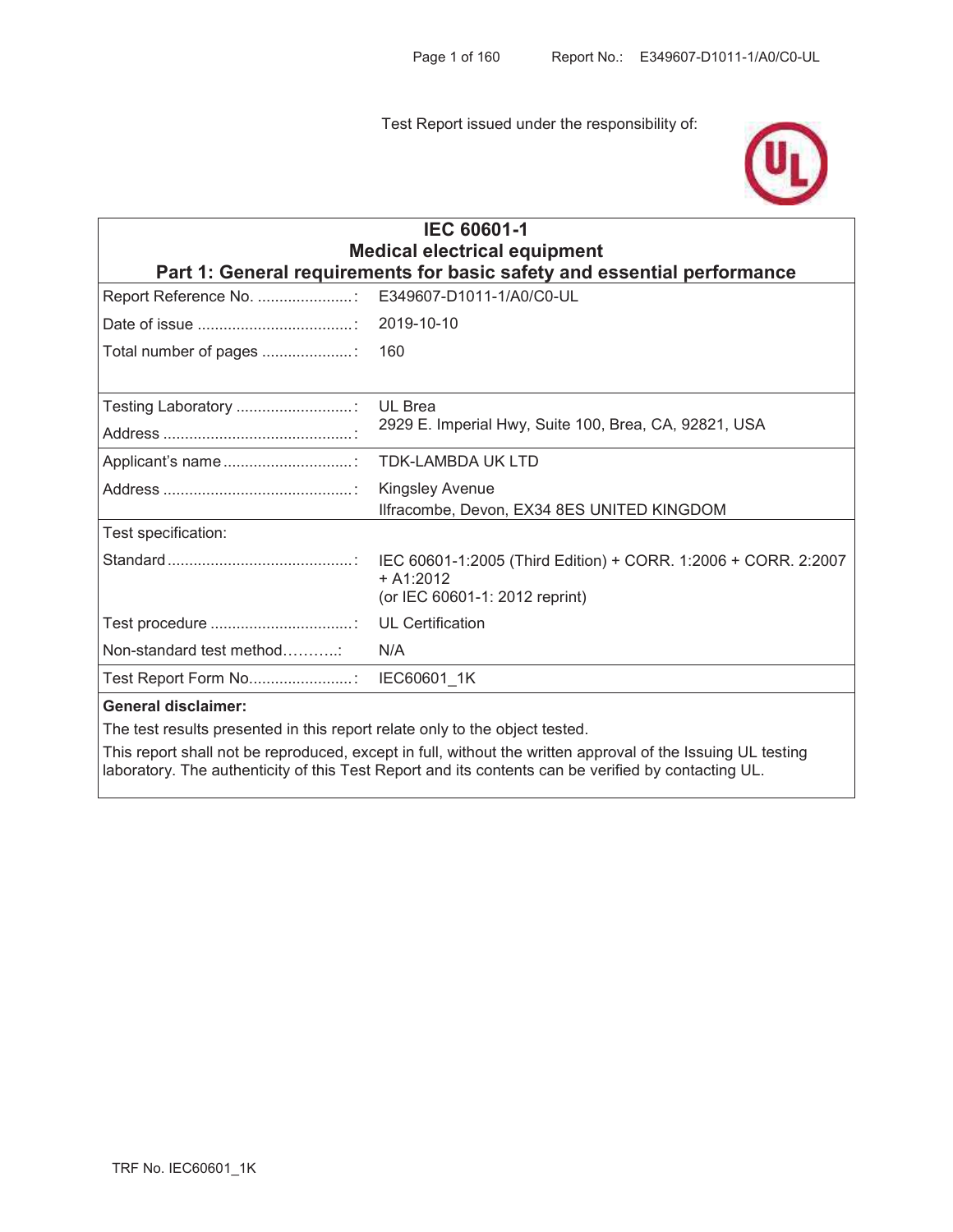Test Report issued under the responsibility of:

| **IEC 60601-1**<br>**Medical electrical equipment**<br>**Part 1: General requirements for basic safety and essential performance** | |
|---|---|
| Report Reference No. ......................: | E349607-D1011-1/A0/C0-UL |
| Date of issue ....................................: | 2019-10-10 |
| Total number of pages .....................: | 160 |
| Testing Laboratory ...........................: | UL Brea |
| Address ............................................: | 2929 E. Imperial Hwy, Suite 100, Brea, CA, 92821, USA |
| Applicant's name ..............................: | TDK-LAMBDA UK LTD |
| Address ............................................: | Kingsley Avenue<br>Ilfracombe, Devon, EX34 8ES UNITED KINGDOM |
| Test specification: | |
| Standard ...........................................: | IEC 60601-1:2005 (Third Edition) + CORR. 1:2006 + CORR. 2:2007 + A1:2012<br>(or IEC 60601-1: 2012 reprint) |
| Test procedure .................................: | UL Certification |
| Non-standard test method………..: | N/A |
| Test Report Form No........................: | IEC60601_1K |

**General disclaimer:**

The test results presented in this report relate only to the object tested.

This report shall not be reproduced, except in full, without the written approval of the Issuing UL testing laboratory. The authenticity of this Test Report and its contents can be verified by contacting UL.

TRF No. IEC60601_1K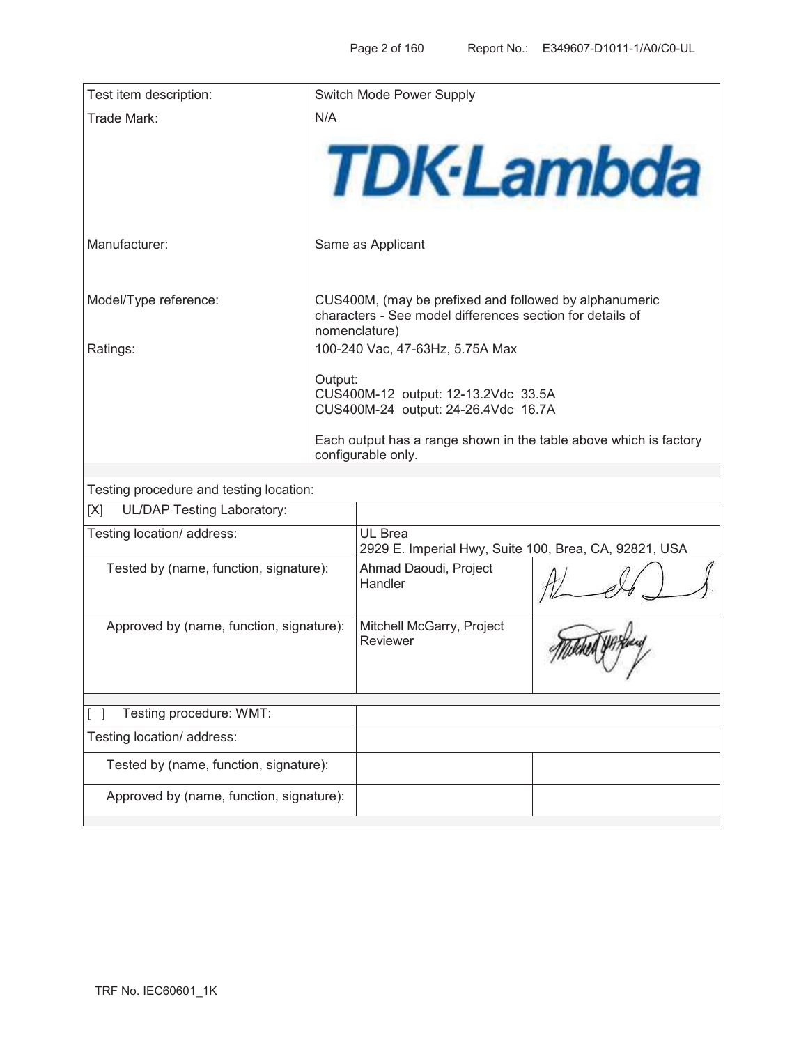| | |
|---|---|
| Test item description: | Switch Mode Power Supply |
| Trade Mark: | N/A<br>TDK·Lambda |
| Manufacturer: | Same as Applicant |
| Model/Type reference: | CUS400M, (may be prefixed and followed by alphanumeric characters - See model differences section for details of nomenclature) |
| Ratings: | 100-240 Vac, 47-63Hz, 5.75A Max<br><br>Output:<br>CUS400M-12 output: 12-13.2Vdc 33.5A<br>CUS400M-24 output: 24-26.4Vdc 16.7A<br><br>Each output has a range shown in the table above which is factory configurable only. |

| Testing procedure and testing location: | | |
|---|---|---|
| [X] UL/DAP Testing Laboratory: | | |
| Testing location/ address: | UL Brea<br>2929 E. Imperial Hwy, Suite 100, Brea, CA, 92821, USA | |
| Tested by (name, function, signature): | Ahmad Daoudi, Project Handler | [signature] |
| Approved by (name, function, signature): | Mitchell McGarry, Project Reviewer | [signature] |
| [ ] Testing procedure: WMT: | | |
| Testing location/ address: | | |
| Tested by (name, function, signature): | | |
| Approved by (name, function, signature): | | |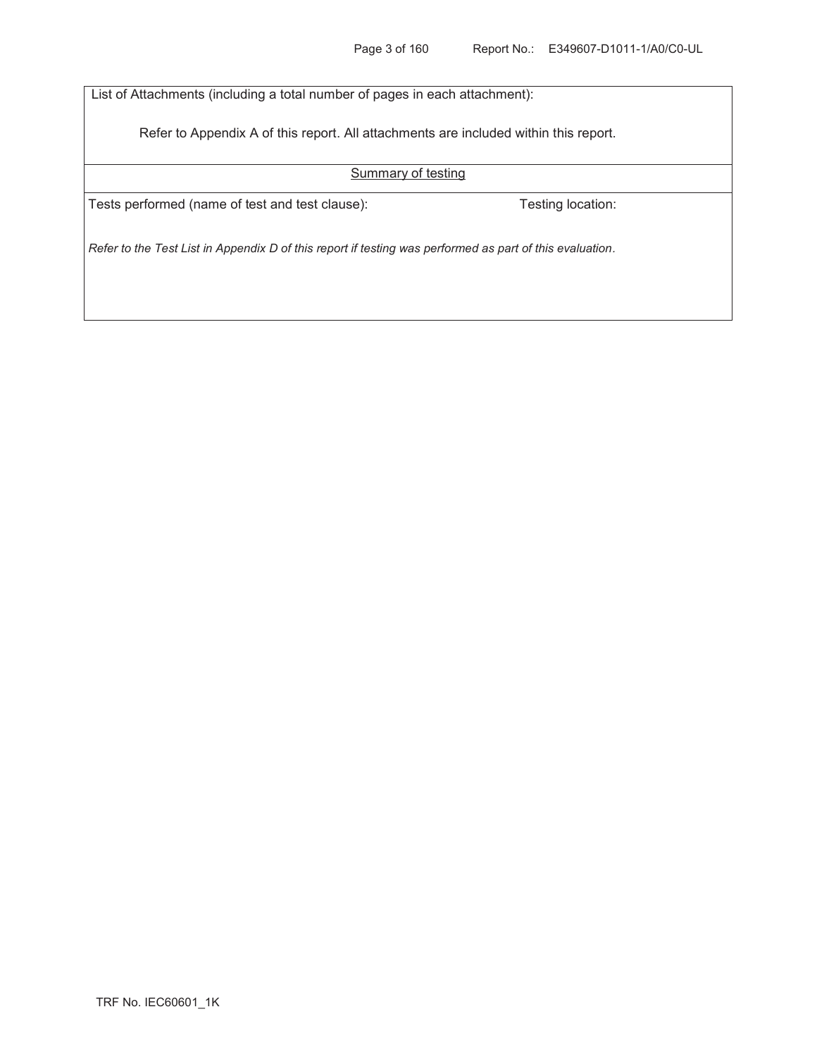List of Attachments (including a total number of pages in each attachment):

Refer to Appendix A of this report. All attachments are included within this report.

<u>Summary of testing</u>

| Tests performed (name of test and test clause): | Testing location: |
|---|---|
| *Refer to the Test List in Appendix D of this report if testing was performed as part of this evaluation.* | |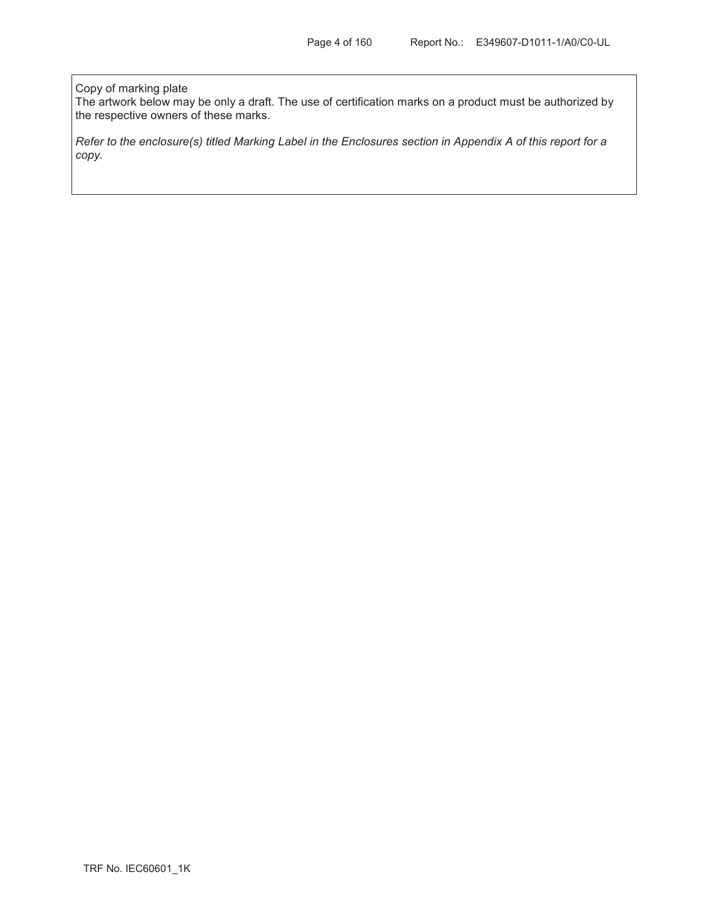Copy of marking plate

The artwork below may be only a draft. The use of certification marks on a product must be authorized by the respective owners of these marks.

*Refer to the enclosure(s) titled Marking Label in the Enclosures section in Appendix A of this report for a copy.*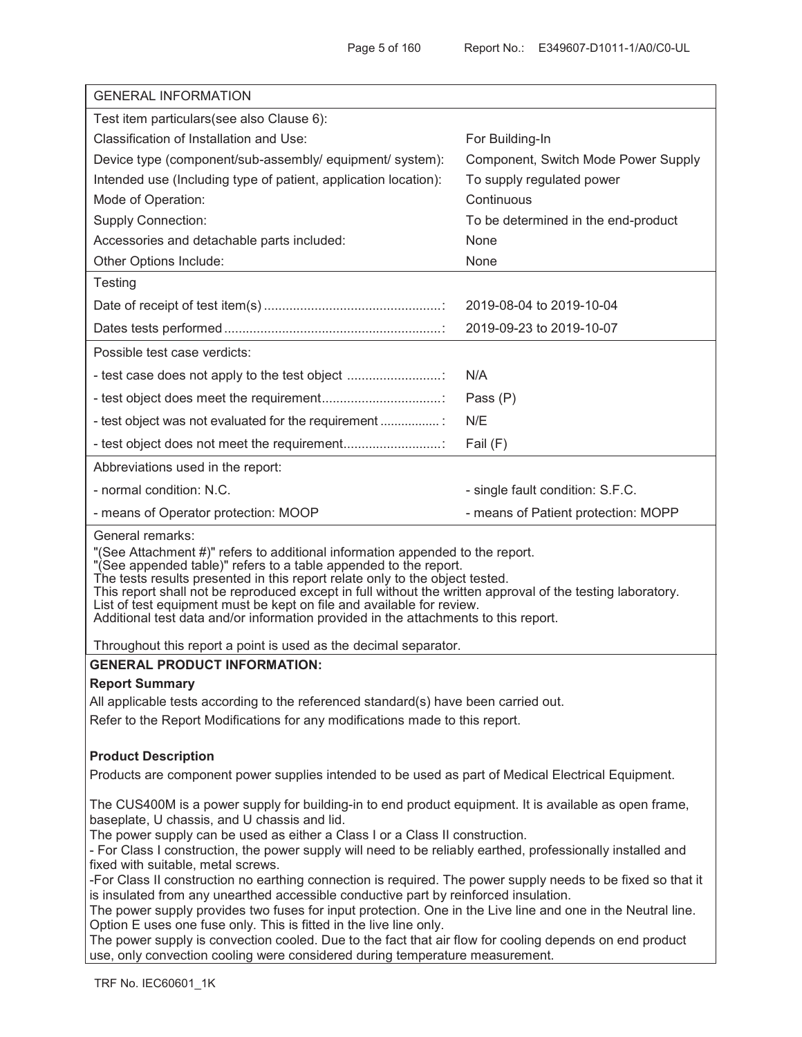| GENERAL INFORMATION | |
|---|---|
| Test item particulars(see also Clause 6): | |
| Classification of Installation and Use: | For Building-In |
| Device type (component/sub-assembly/ equipment/ system): | Component, Switch Mode Power Supply |
| Intended use (Including type of patient, application location): | To supply regulated power |
| Mode of Operation: | Continuous |
| Supply Connection: | To be determined in the end-product |
| Accessories and detachable parts included: | None |
| Other Options Include: | None |
| Testing | |
| Date of receipt of test item(s) ................................................: | 2019-08-04 to 2019-10-04 |
| Dates tests performed ...........................................................: | 2019-09-23 to 2019-10-07 |
| Possible test case verdicts: | |
| - test case does not apply to the test object ..........................: | N/A |
| - test object does meet the requirement.................................: | Pass (P) |
| - test object was not evaluated for the requirement ................ : | N/E |
| - test object does not meet the requirement...........................: | Fail (F) |
| Abbreviations used in the report: | |
| - normal condition: N.C. | - single fault condition: S.F.C. |
| - means of Operator protection: MOOP | - means of Patient protection: MOPP |

General remarks:

"(See Attachment #)" refers to additional information appended to the report.
"(See appended table)" refers to a table appended to the report.
The tests results presented in this report relate only to the object tested.
This report shall not be reproduced except in full without the written approval of the testing laboratory.
List of test equipment must be kept on file and available for review.
Additional test data and/or information provided in the attachments to this report.

Throughout this report a point is used as the decimal separator.

**GENERAL PRODUCT INFORMATION:**

**Report Summary**

All applicable tests according to the referenced standard(s) have been carried out.

Refer to the Report Modifications for any modifications made to this report.

**Product Description**

Products are component power supplies intended to be used as part of Medical Electrical Equipment.

The CUS400M is a power supply for building-in to end product equipment. It is available as open frame, baseplate, U chassis, and U chassis and lid.

The power supply can be used as either a Class I or a Class II construction.

- For Class I construction, the power supply will need to be reliably earthed, professionally installed and fixed with suitable, metal screws.

-For Class II construction no earthing connection is required. The power supply needs to be fixed so that it is insulated from any unearthed accessible conductive part by reinforced insulation.

The power supply provides two fuses for input protection. One in the Live line and one in the Neutral line. Option E uses one fuse only. This is fitted in the live line only.

The power supply is convection cooled. Due to the fact that air flow for cooling depends on end product use, only convection cooling were considered during temperature measurement.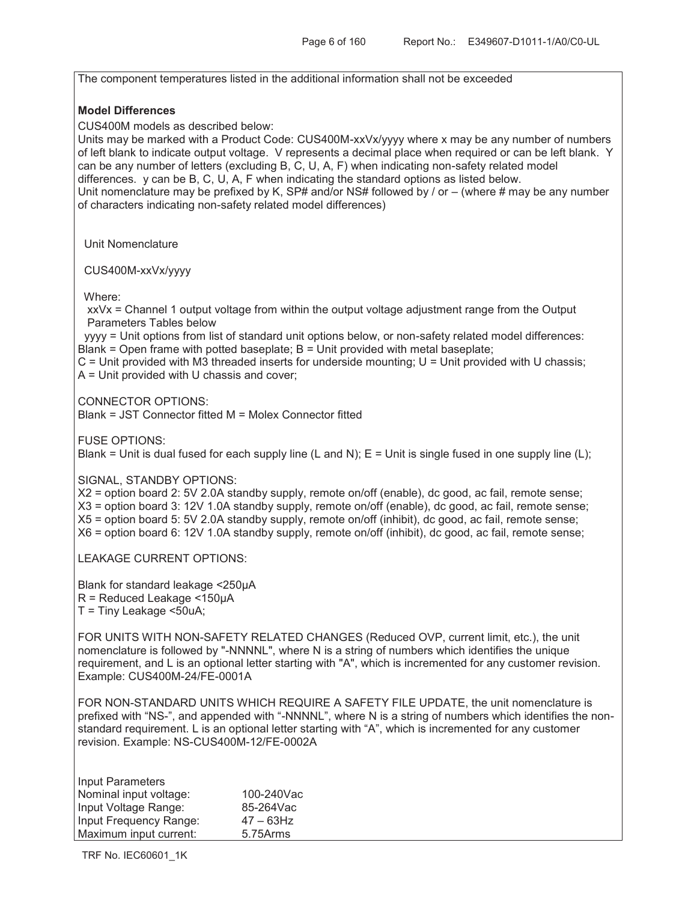The component temperatures listed in the additional information shall not be exceeded

**Model Differences**

CUS400M models as described below:
Units may be marked with a Product Code: CUS400M-xxVx/yyyy where x may be any number of numbers of left blank to indicate output voltage. V represents a decimal place when required or can be left blank. Y can be any number of letters (excluding B, C, U, A, F) when indicating non-safety related model differences. y can be B, C, U, A, F when indicating the standard options as listed below.
Unit nomenclature may be prefixed by K, SP# and/or NS# followed by / or – (where # may be any number of characters indicating non-safety related model differences)

Unit Nomenclature

CUS400M-xxVx/yyyy

Where:
xxVx = Channel 1 output voltage from within the output voltage adjustment range from the Output Parameters Tables below
yyyy = Unit options from list of standard unit options below, or non-safety related model differences:
Blank = Open frame with potted baseplate; B = Unit provided with metal baseplate;
C = Unit provided with M3 threaded inserts for underside mounting; U = Unit provided with U chassis;
A = Unit provided with U chassis and cover;

CONNECTOR OPTIONS:
Blank = JST Connector fitted M = Molex Connector fitted

FUSE OPTIONS:
Blank = Unit is dual fused for each supply line (L and N); E = Unit is single fused in one supply line (L);

SIGNAL, STANDBY OPTIONS:
X2 = option board 2: 5V 2.0A standby supply, remote on/off (enable), dc good, ac fail, remote sense;
X3 = option board 3: 12V 1.0A standby supply, remote on/off (enable), dc good, ac fail, remote sense;
X5 = option board 5: 5V 2.0A standby supply, remote on/off (inhibit), dc good, ac fail, remote sense;
X6 = option board 6: 12V 1.0A standby supply, remote on/off (inhibit), dc good, ac fail, remote sense;

LEAKAGE CURRENT OPTIONS:

Blank for standard leakage <250µA
R = Reduced Leakage <150µA
T = Tiny Leakage <50uA;

FOR UNITS WITH NON-SAFETY RELATED CHANGES (Reduced OVP, current limit, etc.), the unit nomenclature is followed by "-NNNNL", where N is a string of numbers which identifies the unique requirement, and L is an optional letter starting with "A", which is incremented for any customer revision. Example: CUS400M-24/FE-0001A

FOR NON-STANDARD UNITS WHICH REQUIRE A SAFETY FILE UPDATE, the unit nomenclature is prefixed with "NS-", and appended with "-NNNNL", where N is a string of numbers which identifies the non-standard requirement. L is an optional letter starting with "A", which is incremented for any customer revision. Example: NS-CUS400M-12/FE-0002A

Input Parameters

| | |
|---|---|
| Nominal input voltage: | 100-240Vac |
| Input Voltage Range: | 85-264Vac |
| Input Frequency Range: | 47 – 63Hz |
| Maximum input current: | 5.75Arms |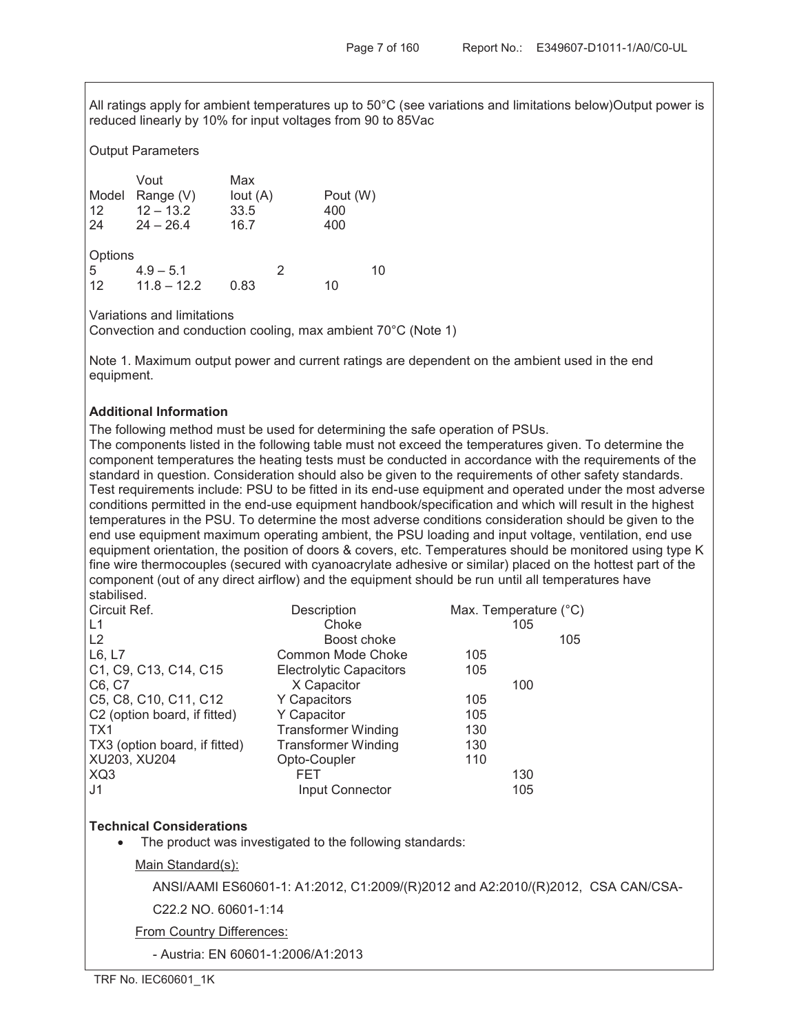All ratings apply for ambient temperatures up to 50°C (see variations and limitations below)Output power is reduced linearly by 10% for input voltages from 90 to 85Vac

Output Parameters

| Model | Vout Range (V) | Max Iout (A) | Pout (W) |
|---|---|---|---|
| 12 | 12 – 13.2 | 33.5 | 400 |
| 24 | 24 – 26.4 | 16.7 | 400 |
| Options | | | |
| 5 | 4.9 – 5.1 | 2 | 10 |
| 12 | 11.8 – 12.2 | 0.83 | 10 |

Variations and limitations
Convection and conduction cooling, max ambient 70°C (Note 1)

Note 1. Maximum output power and current ratings are dependent on the ambient used in the end equipment.

**Additional Information**

The following method must be used for determining the safe operation of PSUs.
The components listed in the following table must not exceed the temperatures given. To determine the component temperatures the heating tests must be conducted in accordance with the requirements of the standard in question. Consideration should also be given to the requirements of other safety standards. Test requirements include: PSU to be fitted in its end-use equipment and operated under the most adverse conditions permitted in the end-use equipment handbook/specification and which will result in the highest temperatures in the PSU. To determine the most adverse conditions consideration should be given to the end use equipment maximum operating ambient, the PSU loading and input voltage, ventilation, end use equipment orientation, the position of doors & covers, etc. Temperatures should be monitored using type K fine wire thermocouples (secured with cyanoacrylate adhesive or similar) placed on the hottest part of the component (out of any direct airflow) and the equipment should be run until all temperatures have stabilised.

| Circuit Ref. | Description | Max. Temperature (°C) |
|---|---|---|
| L1 | Choke | 105 |
| L2 | Boost choke | 105 |
| L6, L7 | Common Mode Choke | 105 |
| C1, C9, C13, C14, C15 | Electrolytic Capacitors | 105 |
| C6, C7 | X Capacitor | 100 |
| C5, C8, C10, C11, C12 | Y Capacitors | 105 |
| C2 (option board, if fitted) | Y Capacitor | 105 |
| TX1 | Transformer Winding | 130 |
| TX3 (option board, if fitted) | Transformer Winding | 130 |
| XU203, XU204 | Opto-Coupler | 110 |
| XQ3 | FET | 130 |
| J1 | Input Connector | 105 |

**Technical Considerations**

- The product was investigated to the following standards:

  Main Standard(s):

  ANSI/AAMI ES60601-1: A1:2012, C1:2009/(R)2012 and A2:2010/(R)2012, CSA CAN/CSA-C22.2 NO. 60601-1:14

  From Country Differences:

  - Austria: EN 60601-1:2006/A1:2013

TRF No. IEC60601_1K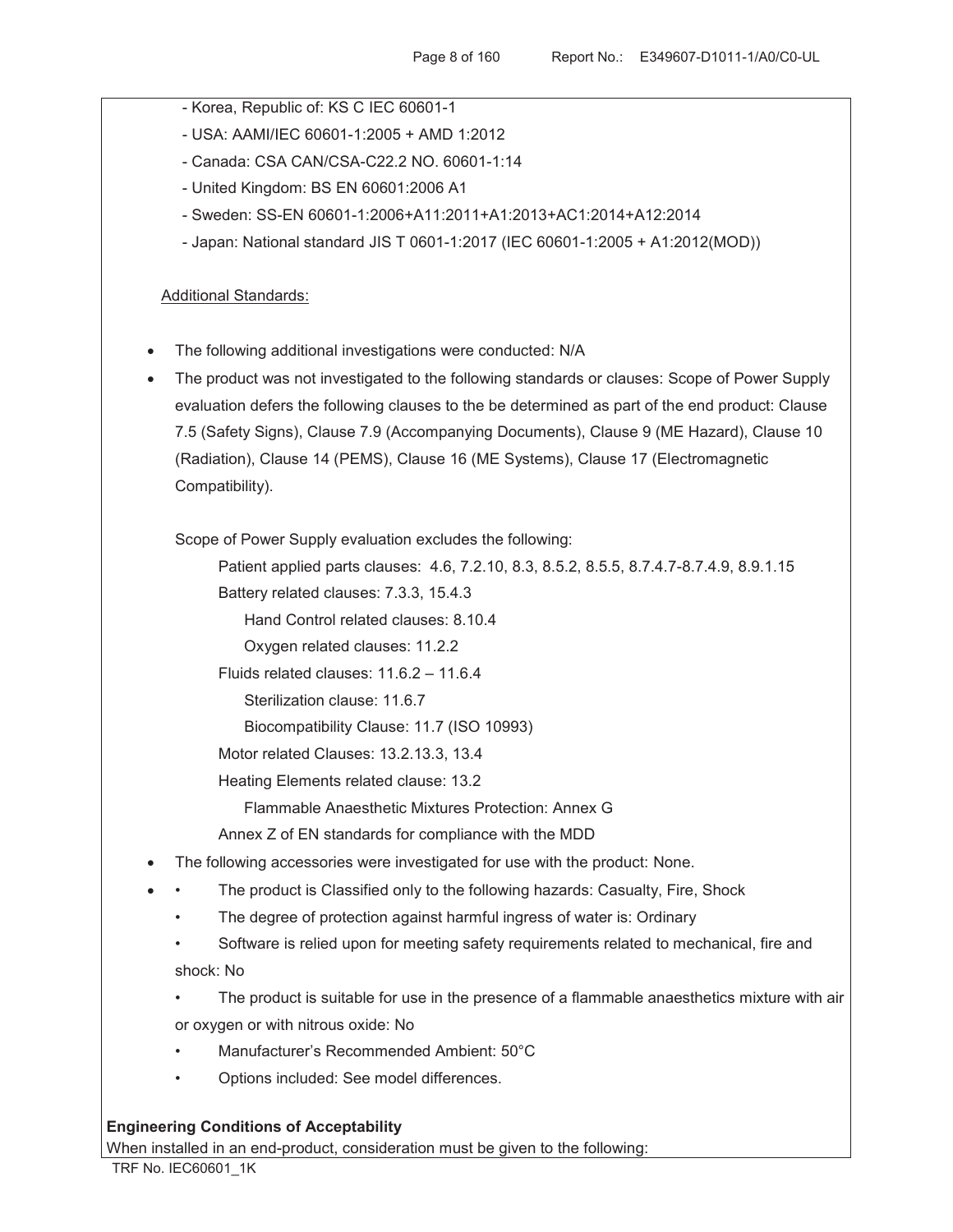- Korea, Republic of: KS C IEC 60601-1
- USA: AAMI/IEC 60601-1:2005 + AMD 1:2012
- Canada: CSA CAN/CSA-C22.2 NO. 60601-1:14
- United Kingdom: BS EN 60601:2006 A1
- Sweden: SS-EN 60601-1:2006+A11:2011+A1:2013+AC1:2014+A12:2014
- Japan: National standard JIS T 0601-1:2017 (IEC 60601-1:2005 + A1:2012(MOD))

Additional Standards:

- The following additional investigations were conducted: N/A
- The product was not investigated to the following standards or clauses: Scope of Power Supply evaluation defers the following clauses to the be determined as part of the end product: Clause 7.5 (Safety Signs), Clause 7.9 (Accompanying Documents), Clause 9 (ME Hazard), Clause 10 (Radiation), Clause 14 (PEMS), Clause 16 (ME Systems), Clause 17 (Electromagnetic Compatibility).

  Scope of Power Supply evaluation excludes the following:

  Patient applied parts clauses: 4.6, 7.2.10, 8.3, 8.5.2, 8.5.5, 8.7.4.7-8.7.4.9, 8.9.1.15
  Battery related clauses: 7.3.3, 15.4.3
  Hand Control related clauses: 8.10.4
  Oxygen related clauses: 11.2.2
  Fluids related clauses: 11.6.2 – 11.6.4
  Sterilization clause: 11.6.7
  Biocompatibility Clause: 11.7 (ISO 10993)
  Motor related Clauses: 13.2.13.3, 13.4
  Heating Elements related clause: 13.2
  Flammable Anaesthetic Mixtures Protection: Annex G
  Annex Z of EN standards for compliance with the MDD

- The following accessories were investigated for use with the product: None.
- • The product is Classified only to the following hazards: Casualty, Fire, Shock
  - The degree of protection against harmful ingress of water is: Ordinary
  - Software is relied upon for meeting safety requirements related to mechanical, fire and shock: No
  - The product is suitable for use in the presence of a flammable anaesthetics mixture with air or oxygen or with nitrous oxide: No
  - Manufacturer's Recommended Ambient: 50°C
  - Options included: See model differences.

**Engineering Conditions of Acceptability**

When installed in an end-product, consideration must be given to the following:

TRF No. IEC60601_1K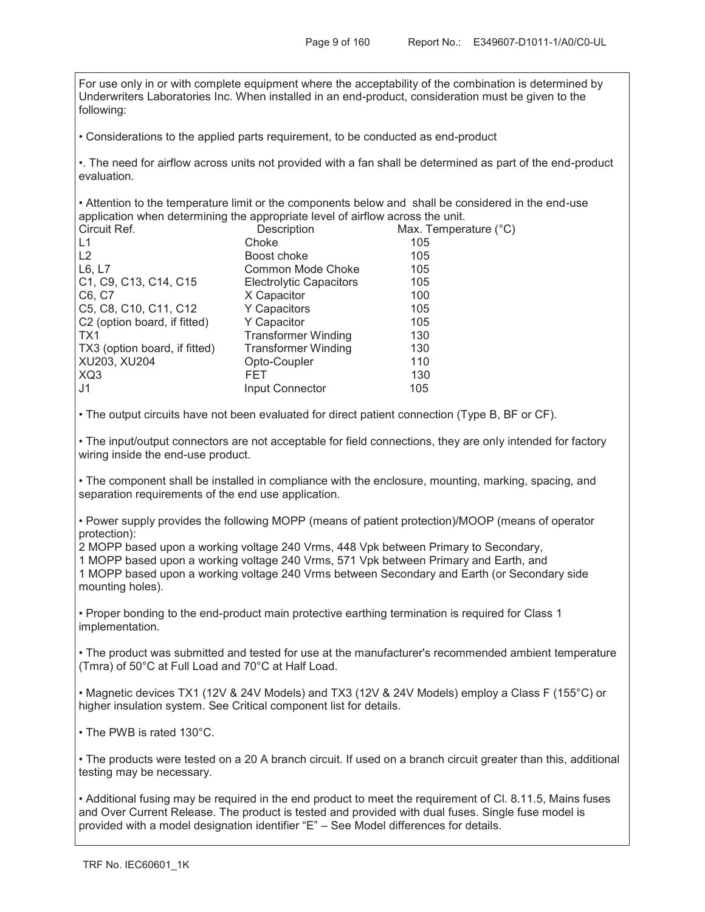For use only in or with complete equipment where the acceptability of the combination is determined by Underwriters Laboratories Inc. When installed in an end-product, consideration must be given to the following:

• Considerations to the applied parts requirement, to be conducted as end-product

•. The need for airflow across units not provided with a fan shall be determined as part of the end-product evaluation.

• Attention to the temperature limit or the components below and shall be considered in the end-use application when determining the appropriate level of airflow across the unit.

| Circuit Ref. | Description | Max. Temperature (°C) |
|---|---|---|
| L1 | Choke | 105 |
| L2 | Boost choke | 105 |
| L6, L7 | Common Mode Choke | 105 |
| C1, C9, C13, C14, C15 | Electrolytic Capacitors | 105 |
| C6, C7 | X Capacitor | 100 |
| C5, C8, C10, C11, C12 | Y Capacitors | 105 |
| C2 (option board, if fitted) | Y Capacitor | 105 |
| TX1 | Transformer Winding | 130 |
| TX3 (option board, if fitted) | Transformer Winding | 130 |
| XU203, XU204 | Opto-Coupler | 110 |
| XQ3 | FET | 130 |
| J1 | Input Connector | 105 |

• The output circuits have not been evaluated for direct patient connection (Type B, BF or CF).

• The input/output connectors are not acceptable for field connections, they are only intended for factory wiring inside the end-use product.

• The component shall be installed in compliance with the enclosure, mounting, marking, spacing, and separation requirements of the end use application.

• Power supply provides the following MOPP (means of patient protection)/MOOP (means of operator protection):
2 MOPP based upon a working voltage 240 Vrms, 448 Vpk between Primary to Secondary,
1 MOPP based upon a working voltage 240 Vrms, 571 Vpk between Primary and Earth, and
1 MOPP based upon a working voltage 240 Vrms between Secondary and Earth (or Secondary side mounting holes).

• Proper bonding to the end-product main protective earthing termination is required for Class 1 implementation.

• The product was submitted and tested for use at the manufacturer's recommended ambient temperature (Tmra) of 50°C at Full Load and 70°C at Half Load.

• Magnetic devices TX1 (12V & 24V Models) and TX3 (12V & 24V Models) employ a Class F (155°C) or higher insulation system. See Critical component list for details.

• The PWB is rated 130°C.

• The products were tested on a 20 A branch circuit. If used on a branch circuit greater than this, additional testing may be necessary.

• Additional fusing may be required in the end product to meet the requirement of Cl. 8.11.5, Mains fuses and Over Current Release. The product is tested and provided with dual fuses. Single fuse model is provided with a model designation identifier "E" – See Model differences for details.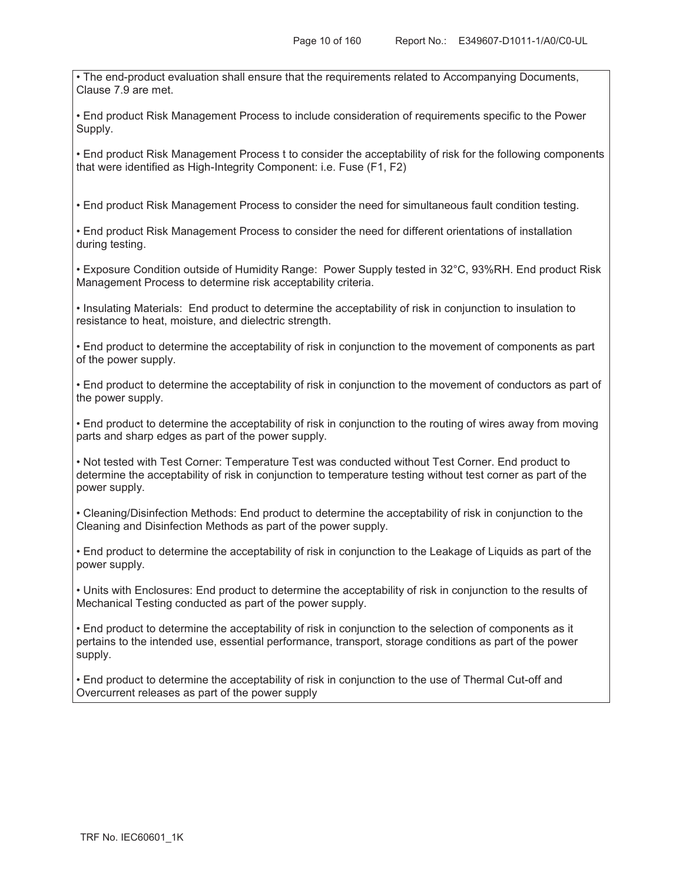- The end-product evaluation shall ensure that the requirements related to Accompanying Documents, Clause 7.9 are met.

- End product Risk Management Process to include consideration of requirements specific to the Power Supply.

- End product Risk Management Process t to consider the acceptability of risk for the following components that were identified as High-Integrity Component: i.e. Fuse (F1, F2)

- End product Risk Management Process to consider the need for simultaneous fault condition testing.

- End product Risk Management Process to consider the need for different orientations of installation during testing.

- Exposure Condition outside of Humidity Range: Power Supply tested in 32°C, 93%RH. End product Risk Management Process to determine risk acceptability criteria.

- Insulating Materials: End product to determine the acceptability of risk in conjunction to insulation to resistance to heat, moisture, and dielectric strength.

- End product to determine the acceptability of risk in conjunction to the movement of components as part of the power supply.

- End product to determine the acceptability of risk in conjunction to the movement of conductors as part of the power supply.

- End product to determine the acceptability of risk in conjunction to the routing of wires away from moving parts and sharp edges as part of the power supply.

- Not tested with Test Corner: Temperature Test was conducted without Test Corner. End product to determine the acceptability of risk in conjunction to temperature testing without test corner as part of the power supply.

- Cleaning/Disinfection Methods: End product to determine the acceptability of risk in conjunction to the Cleaning and Disinfection Methods as part of the power supply.

- End product to determine the acceptability of risk in conjunction to the Leakage of Liquids as part of the power supply.

- Units with Enclosures: End product to determine the acceptability of risk in conjunction to the results of Mechanical Testing conducted as part of the power supply.

- End product to determine the acceptability of risk in conjunction to the selection of components as it pertains to the intended use, essential performance, transport, storage conditions as part of the power supply.

- End product to determine the acceptability of risk in conjunction to the use of Thermal Cut-off and Overcurrent releases as part of the power supply